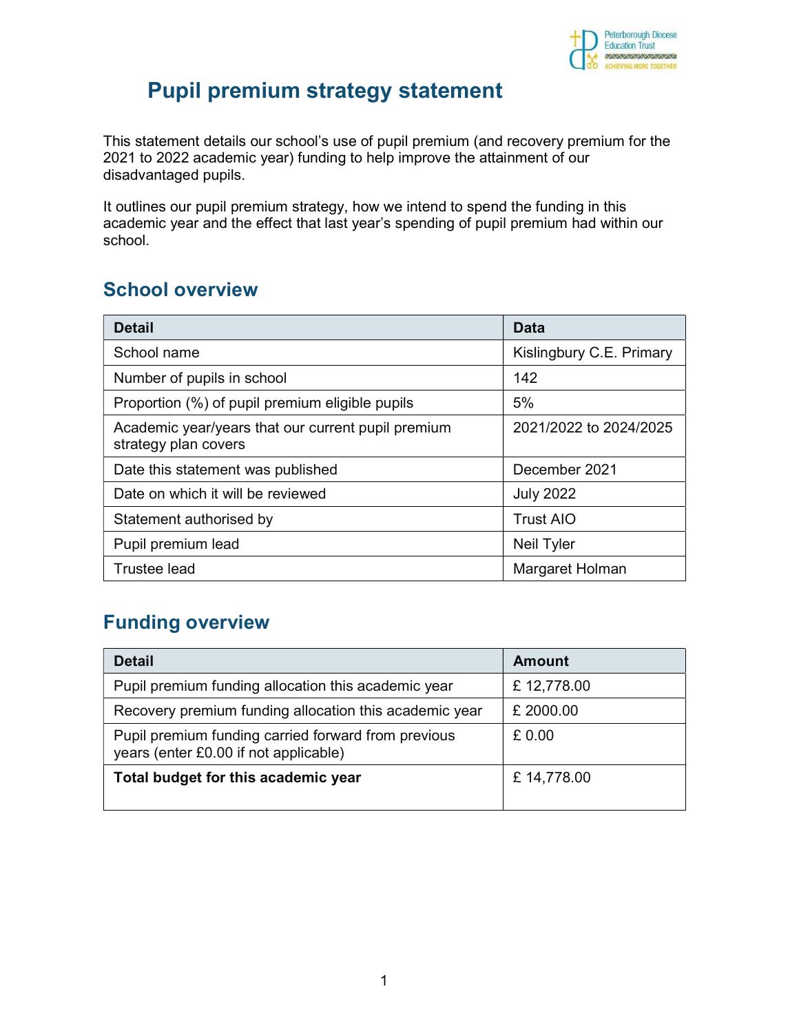# Pupil premium strategy statement

This statement details our school's use of pupil premium (and recovery premium for the 2021 to 2022 academic year) funding to help improve the attainment of our disadvantaged pupils.

It outlines our pupil premium strategy, how we intend to spend the funding in this academic year and the effect that last year's spending of pupil premium had within our school.

## School overview

| Detail | Data |
|---|---|
| School name | Kislingbury C.E. Primary |
| Number of pupils in school | 142 |
| Proportion (%) of pupil premium eligible pupils | 5% |
| Academic year/years that our current pupil premium strategy plan covers | 2021/2022 to 2024/2025 |
| Date this statement was published | December 2021 |
| Date on which it will be reviewed | July 2022 |
| Statement authorised by | Trust AIO |
| Pupil premium lead | Neil Tyler |
| Trustee lead | Margaret Holman |

## Funding overview

| Detail | Amount |
|---|---|
| Pupil premium funding allocation this academic year | £ 12,778.00 |
| Recovery premium funding allocation this academic year | £ 2000.00 |
| Pupil premium funding carried forward from previous years (enter £0.00 if not applicable) | £ 0.00 |
| **Total budget for this academic year** | £ 14,778.00 |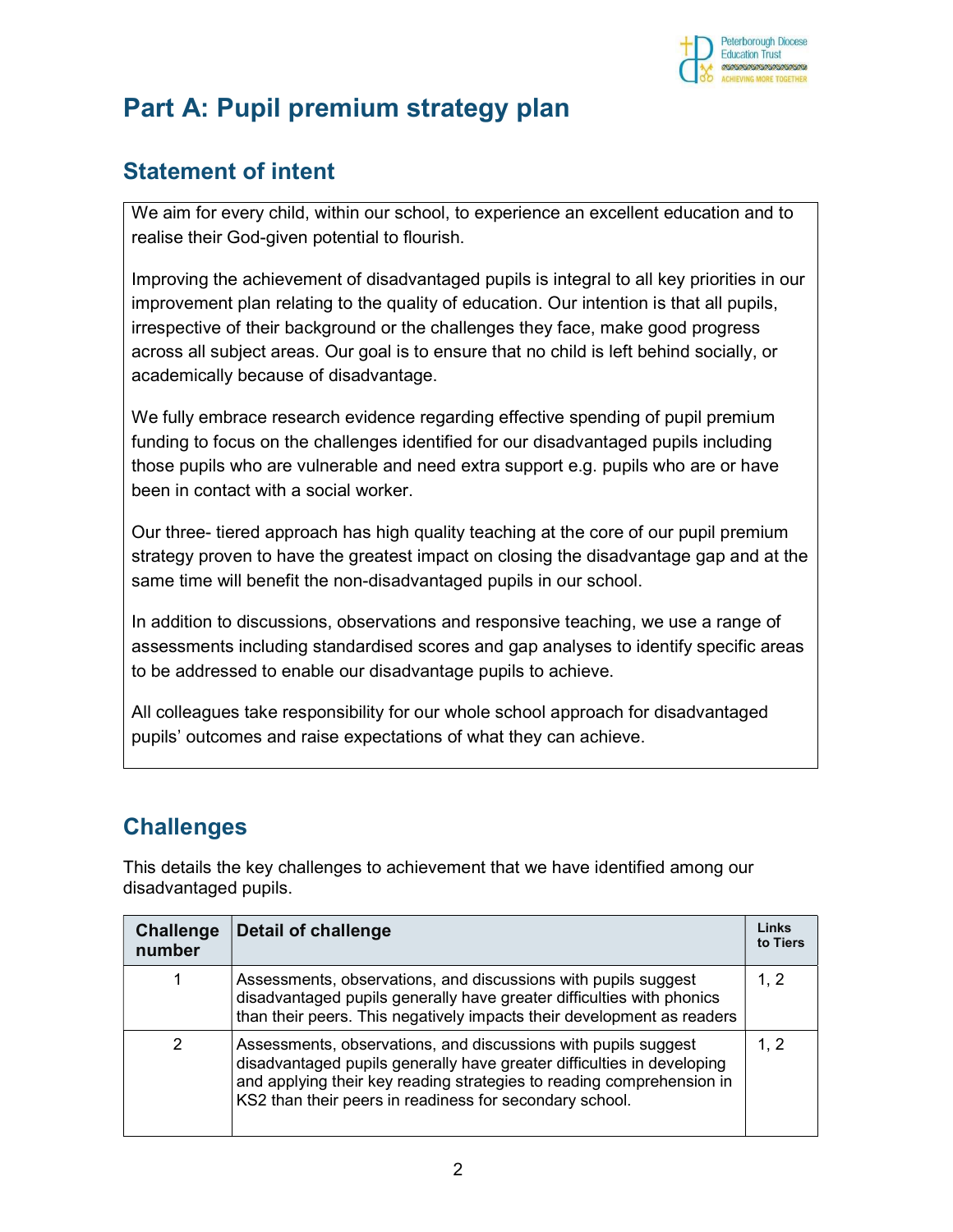# Part A: Pupil premium strategy plan

## Statement of intent

We aim for every child, within our school, to experience an excellent education and to realise their God-given potential to flourish.

Improving the achievement of disadvantaged pupils is integral to all key priorities in our improvement plan relating to the quality of education. Our intention is that all pupils, irrespective of their background or the challenges they face, make good progress across all subject areas. Our goal is to ensure that no child is left behind socially, or academically because of disadvantage.

We fully embrace research evidence regarding effective spending of pupil premium funding to focus on the challenges identified for our disadvantaged pupils including those pupils who are vulnerable and need extra support e.g. pupils who are or have been in contact with a social worker.

Our three- tiered approach has high quality teaching at the core of our pupil premium strategy proven to have the greatest impact on closing the disadvantage gap and at the same time will benefit the non-disadvantaged pupils in our school.

In addition to discussions, observations and responsive teaching, we use a range of assessments including standardised scores and gap analyses to identify specific areas to be addressed to enable our disadvantage pupils to achieve.

All colleagues take responsibility for our whole school approach for disadvantaged pupils' outcomes and raise expectations of what they can achieve.

## Challenges

This details the key challenges to achievement that we have identified among our disadvantaged pupils.

| Challenge number | Detail of challenge | Links to Tiers |
|---|---|---|
| 1 | Assessments, observations, and discussions with pupils suggest disadvantaged pupils generally have greater difficulties with phonics than their peers. This negatively impacts their development as readers | 1, 2 |
| 2 | Assessments, observations, and discussions with pupils suggest disadvantaged pupils generally have greater difficulties in developing and applying their key reading strategies to reading comprehension in KS2 than their peers in readiness for secondary school. | 1, 2 |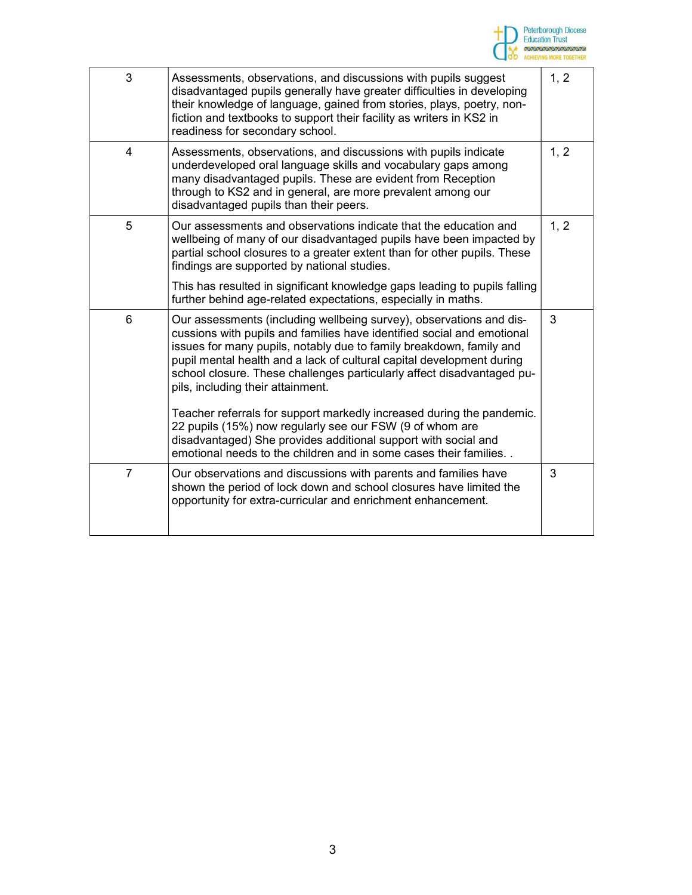| | | |
|---|---|---|
| 3 | Assessments, observations, and discussions with pupils suggest disadvantaged pupils generally have greater difficulties in developing their knowledge of language, gained from stories, plays, poetry, non-fiction and textbooks to support their facility as writers in KS2 in readiness for secondary school. | 1, 2 |
| 4 | Assessments, observations, and discussions with pupils indicate underdeveloped oral language skills and vocabulary gaps among many disadvantaged pupils. These are evident from Reception through to KS2 and in general, are more prevalent among our disadvantaged pupils than their peers. | 1, 2 |
| 5 | Our assessments and observations indicate that the education and wellbeing of many of our disadvantaged pupils have been impacted by partial school closures to a greater extent than for other pupils. These findings are supported by national studies.<br><br>This has resulted in significant knowledge gaps leading to pupils falling further behind age-related expectations, especially in maths. | 1, 2 |
| 6 | Our assessments (including wellbeing survey), observations and discussions with pupils and families have identified social and emotional issues for many pupils, notably due to family breakdown, family and pupil mental health and a lack of cultural capital development during school closure. These challenges particularly affect disadvantaged pupils, including their attainment.<br><br>Teacher referrals for support markedly increased during the pandemic. 22 pupils (15%) now regularly see our FSW (9 of whom are disadvantaged) She provides additional support with social and emotional needs to the children and in some cases their families. . | 3 |
| 7 | Our observations and discussions with parents and families have shown the period of lock down and school closures have limited the opportunity for extra-curricular and enrichment enhancement. | 3 |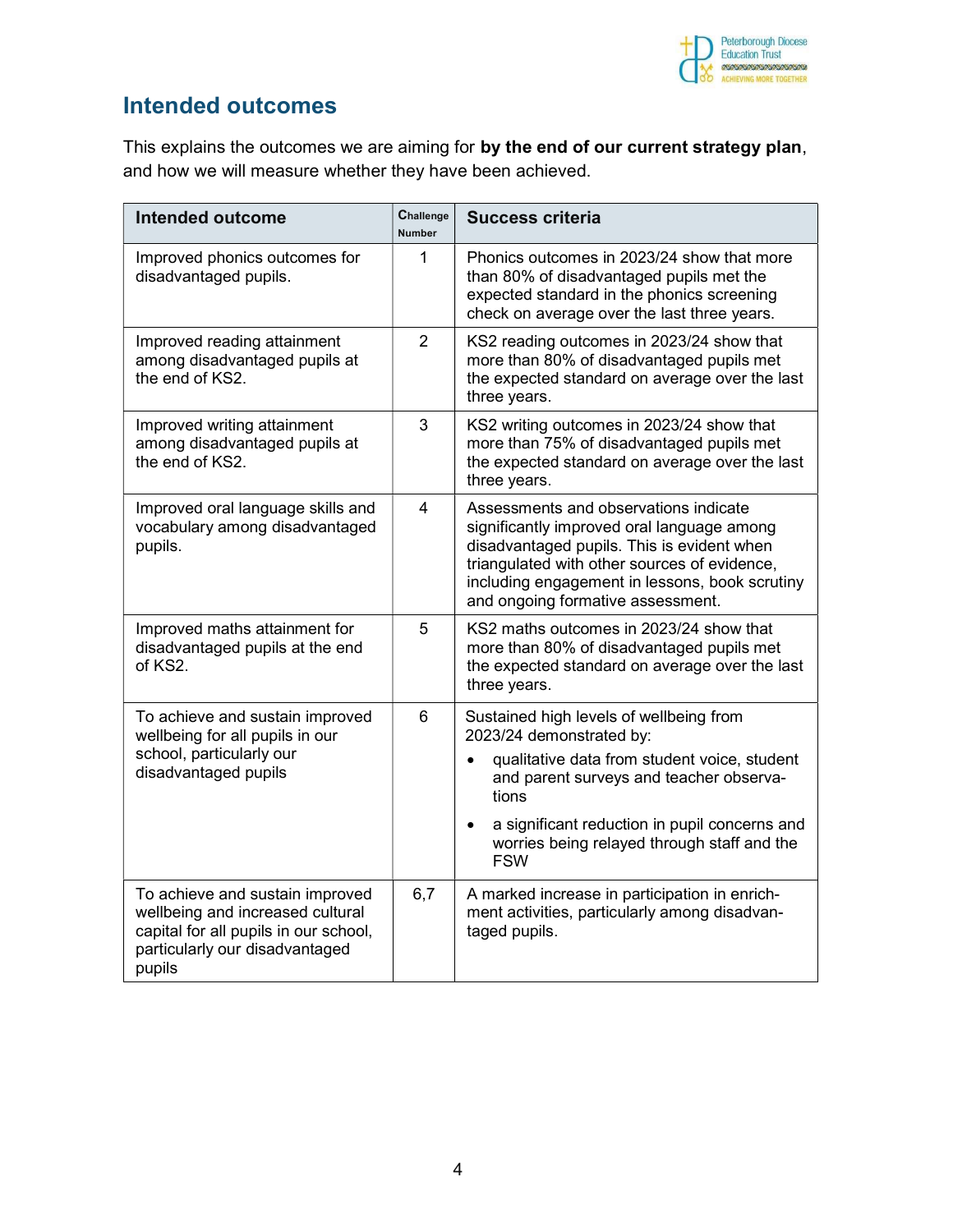## Intended outcomes

This explains the outcomes we are aiming for **by the end of our current strategy plan**, and how we will measure whether they have been achieved.

| Intended outcome | Challenge Number | Success criteria |
|---|---|---|
| Improved phonics outcomes for disadvantaged pupils. | 1 | Phonics outcomes in 2023/24 show that more than 80% of disadvantaged pupils met the expected standard in the phonics screening check on average over the last three years. |
| Improved reading attainment among disadvantaged pupils at the end of KS2. | 2 | KS2 reading outcomes in 2023/24 show that more than 80% of disadvantaged pupils met the expected standard on average over the last three years. |
| Improved writing attainment among disadvantaged pupils at the end of KS2. | 3 | KS2 writing outcomes in 2023/24 show that more than 75% of disadvantaged pupils met the expected standard on average over the last three years. |
| Improved oral language skills and vocabulary among disadvantaged pupils. | 4 | Assessments and observations indicate significantly improved oral language among disadvantaged pupils. This is evident when triangulated with other sources of evidence, including engagement in lessons, book scrutiny and ongoing formative assessment. |
| Improved maths attainment for disadvantaged pupils at the end of KS2. | 5 | KS2 maths outcomes in 2023/24 show that more than 80% of disadvantaged pupils met the expected standard on average over the last three years. |
| To achieve and sustain improved wellbeing for all pupils in our school, particularly our disadvantaged pupils | 6 | Sustained high levels of wellbeing from 2023/24 demonstrated by:<br>• qualitative data from student voice, student and parent surveys and teacher observations<br>• a significant reduction in pupil concerns and worries being relayed through staff and the FSW |
| To achieve and sustain improved wellbeing and increased cultural capital for all pupils in our school, particularly our disadvantaged pupils | 6,7 | A marked increase in participation in enrichment activities, particularly among disadvantaged pupils. |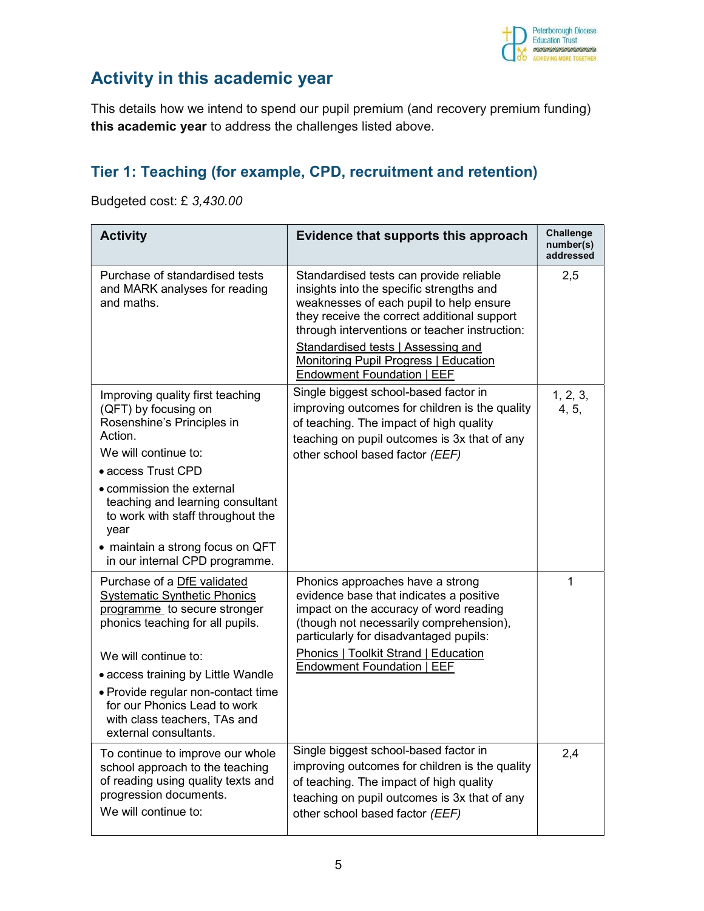## Activity in this academic year

This details how we intend to spend our pupil premium (and recovery premium funding) **this academic year** to address the challenges listed above.

### Tier 1: Teaching (for example, CPD, recruitment and retention)

Budgeted cost: £ *3,430.00*

| Activity | Evidence that supports this approach | Challenge number(s) addressed |
|---|---|---|
| Purchase of standardised tests and MARK analyses for reading and maths. | Standardised tests can provide reliable insights into the specific strengths and weaknesses of each pupil to help ensure they receive the correct additional support through interventions or teacher instruction: Standardised tests \| Assessing and Monitoring Pupil Progress \| Education Endowment Foundation \| EEF | 2,5 |
| Improving quality first teaching (QFT) by focusing on Rosenshine's Principles in Action. We will continue to: • access Trust CPD • commission the external teaching and learning consultant to work with staff throughout the year • maintain a strong focus on QFT in our internal CPD programme. | Single biggest school-based factor in improving outcomes for children is the quality of teaching. The impact of high quality teaching on pupil outcomes is 3x that of any other school based factor *(EEF)* | 1, 2, 3, 4, 5, |
| Purchase of a DfE validated Systematic Synthetic Phonics programme to secure stronger phonics teaching for all pupils. We will continue to: • access training by Little Wandle • Provide regular non-contact time for our Phonics Lead to work with class teachers, TAs and external consultants. | Phonics approaches have a strong evidence base that indicates a positive impact on the accuracy of word reading (though not necessarily comprehension), particularly for disadvantaged pupils: Phonics \| Toolkit Strand \| Education Endowment Foundation \| EEF | 1 |
| To continue to improve our whole school approach to the teaching of reading using quality texts and progression documents. We will continue to: | Single biggest school-based factor in improving outcomes for children is the quality of teaching. The impact of high quality teaching on pupil outcomes is 3x that of any other school based factor *(EEF)* | 2,4 |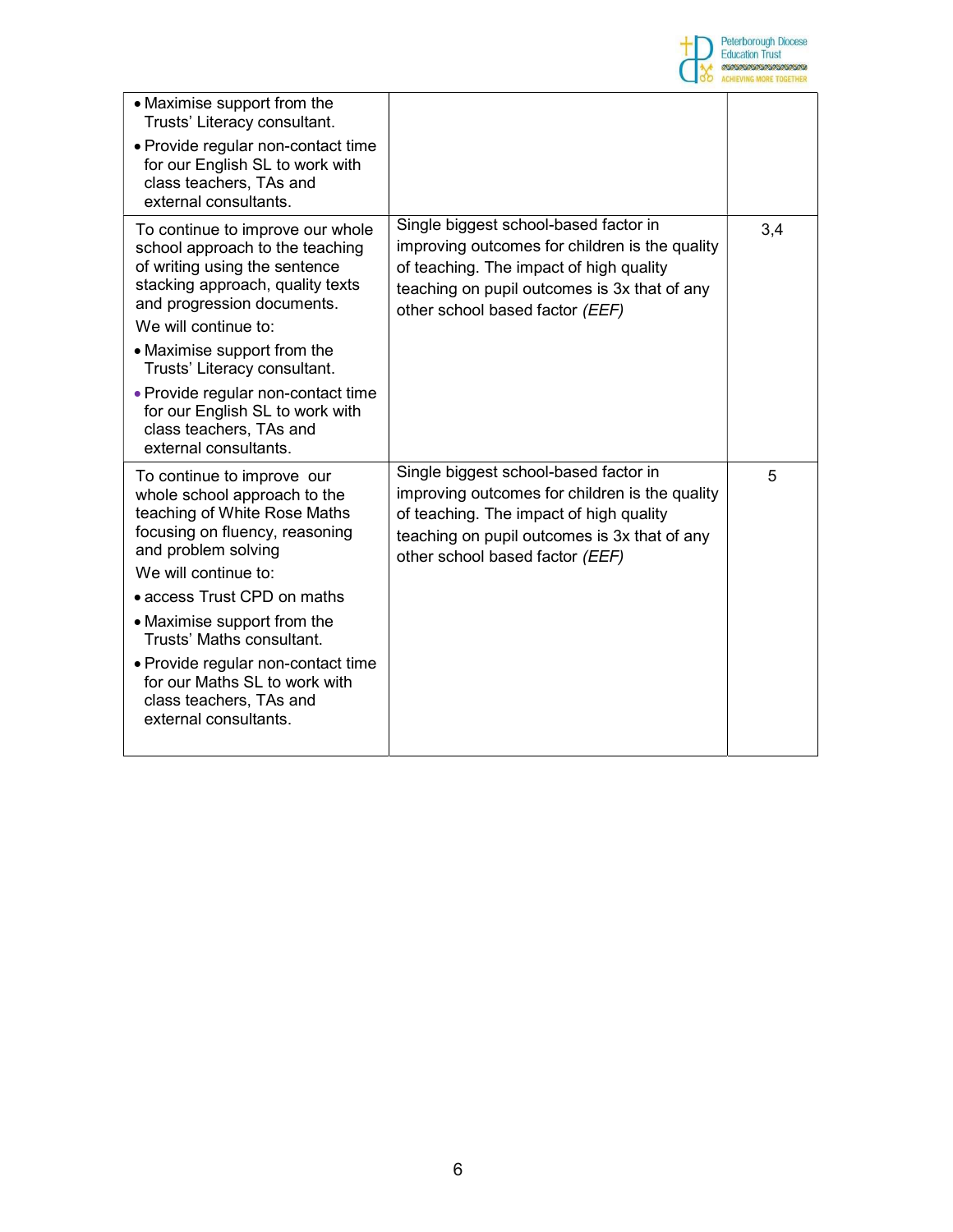| | | |
|---|---|---|
| • Maximise support from the Trusts' Literacy consultant.<br>• Provide regular non-contact time for our English SL to work with class teachers, TAs and external consultants. | | |
| To continue to improve our whole school approach to the teaching of writing using the sentence stacking approach, quality texts and progression documents.<br>We will continue to:<br>• Maximise support from the Trusts' Literacy consultant.<br>• Provide regular non-contact time for our English SL to work with class teachers, TAs and external consultants. | Single biggest school-based factor in improving outcomes for children is the quality of teaching. The impact of high quality teaching on pupil outcomes is 3x that of any other school based factor *(EEF)* | 3,4 |
| To continue to improve our whole school approach to the teaching of White Rose Maths focusing on fluency, reasoning and problem solving<br>We will continue to:<br>• access Trust CPD on maths<br>• Maximise support from the Trusts' Maths consultant.<br>• Provide regular non-contact time for our Maths SL to work with class teachers, TAs and external consultants. | Single biggest school-based factor in improving outcomes for children is the quality of teaching. The impact of high quality teaching on pupil outcomes is 3x that of any other school based factor *(EEF)* | 5 |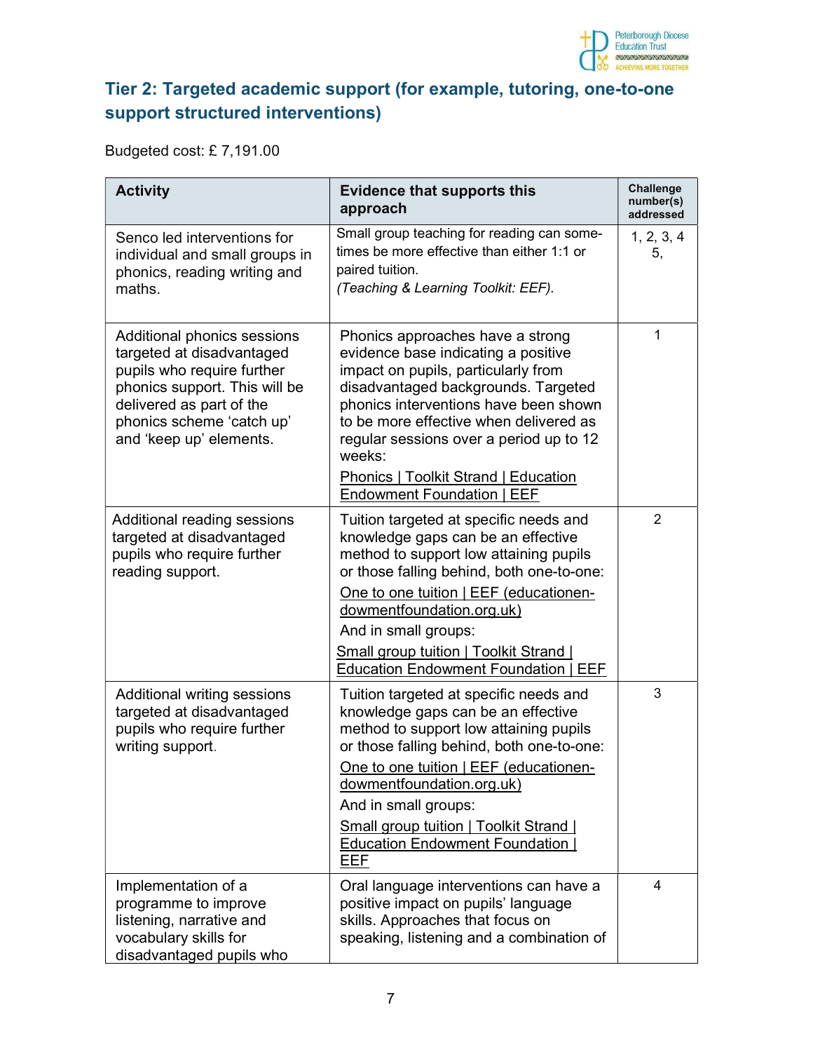## Tier 2: Targeted academic support (for example, tutoring, one-to-one support structured interventions)

Budgeted cost: £ 7,191.00

| Activity | Evidence that supports this approach | Challenge number(s) addressed |
|---|---|---|
| Senco led interventions for individual and small groups in phonics, reading writing and maths. | Small group teaching for reading can sometimes be more effective than either 1:1 or paired tuition. *(Teaching & Learning Toolkit: EEF).* | 1, 2, 3, 4 5, |
| Additional phonics sessions targeted at disadvantaged pupils who require further phonics support. This will be delivered as part of the phonics scheme 'catch up' and 'keep up' elements. | Phonics approaches have a strong evidence base indicating a positive impact on pupils, particularly from disadvantaged backgrounds. Targeted phonics interventions have been shown to be more effective when delivered as regular sessions over a period up to 12 weeks: Phonics \| Toolkit Strand \| Education Endowment Foundation \| EEF | 1 |
| Additional reading sessions targeted at disadvantaged pupils who require further reading support. | Tuition targeted at specific needs and knowledge gaps can be an effective method to support low attaining pupils or those falling behind, both one-to-one: One to one tuition \| EEF (educationendowmentfoundation.org.uk) And in small groups: Small group tuition \| Toolkit Strand \| Education Endowment Foundation \| EEF | 2 |
| Additional writing sessions targeted at disadvantaged pupils who require further writing support. | Tuition targeted at specific needs and knowledge gaps can be an effective method to support low attaining pupils or those falling behind, both one-to-one: One to one tuition \| EEF (educationendowmentfoundation.org.uk) And in small groups: Small group tuition \| Toolkit Strand \| Education Endowment Foundation \| EEF | 3 |
| Implementation of a programme to improve listening, narrative and vocabulary skills for disadvantaged pupils who | Oral language interventions can have a positive impact on pupils' language skills. Approaches that focus on speaking, listening and a combination of | 4 |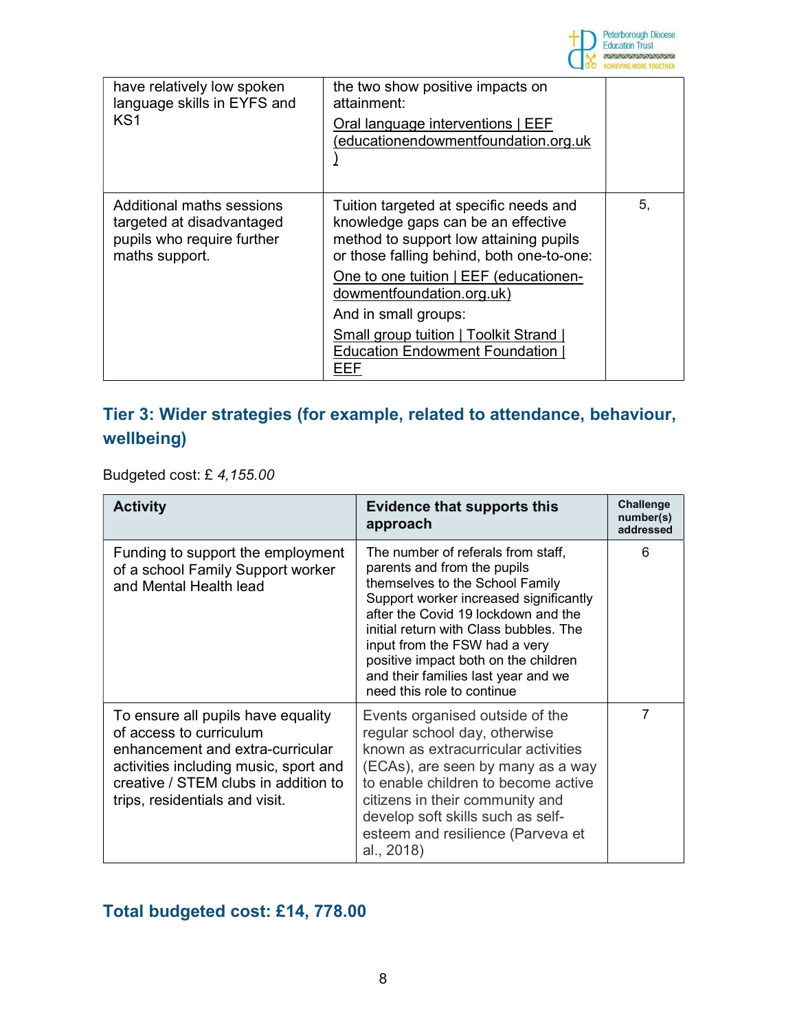| | | |
|---|---|---|
| have relatively low spoken language skills in EYFS and KS1 | the two show positive impacts on attainment: Oral language interventions \| EEF (educationendowmentfoundation.org.uk) | |
| Additional maths sessions targeted at disadvantaged pupils who require further maths support. | Tuition targeted at specific needs and knowledge gaps can be an effective method to support low attaining pupils or those falling behind, both one-to-one: One to one tuition \| EEF (educationendowmentfoundation.org.uk) And in small groups: Small group tuition \| Toolkit Strand \| Education Endowment Foundation \| EEF | 5, |

## Tier 3: Wider strategies (for example, related to attendance, behaviour, wellbeing)

Budgeted cost: £ *4,155.00*

| Activity | Evidence that supports this approach | Challenge number(s) addressed |
|---|---|---|
| Funding to support the employment of a school Family Support worker and Mental Health lead | The number of referals from staff, parents and from the pupils themselves to the School Family Support worker increased significantly after the Covid 19 lockdown and the initial return with Class bubbles. The input from the FSW had a very positive impact both on the children and their families last year and we need this role to continue | 6 |
| To ensure all pupils have equality of access to curriculum enhancement and extra-curricular activities including music, sport and creative / STEM clubs in addition to trips, residentials and visit. | Events organised outside of the regular school day, otherwise known as extracurricular activities (ECAs), are seen by many as a way to enable children to become active citizens in their community and develop soft skills such as self-esteem and resilience (Parveva et al., 2018) | 7 |

## Total budgeted cost: £14, 778.00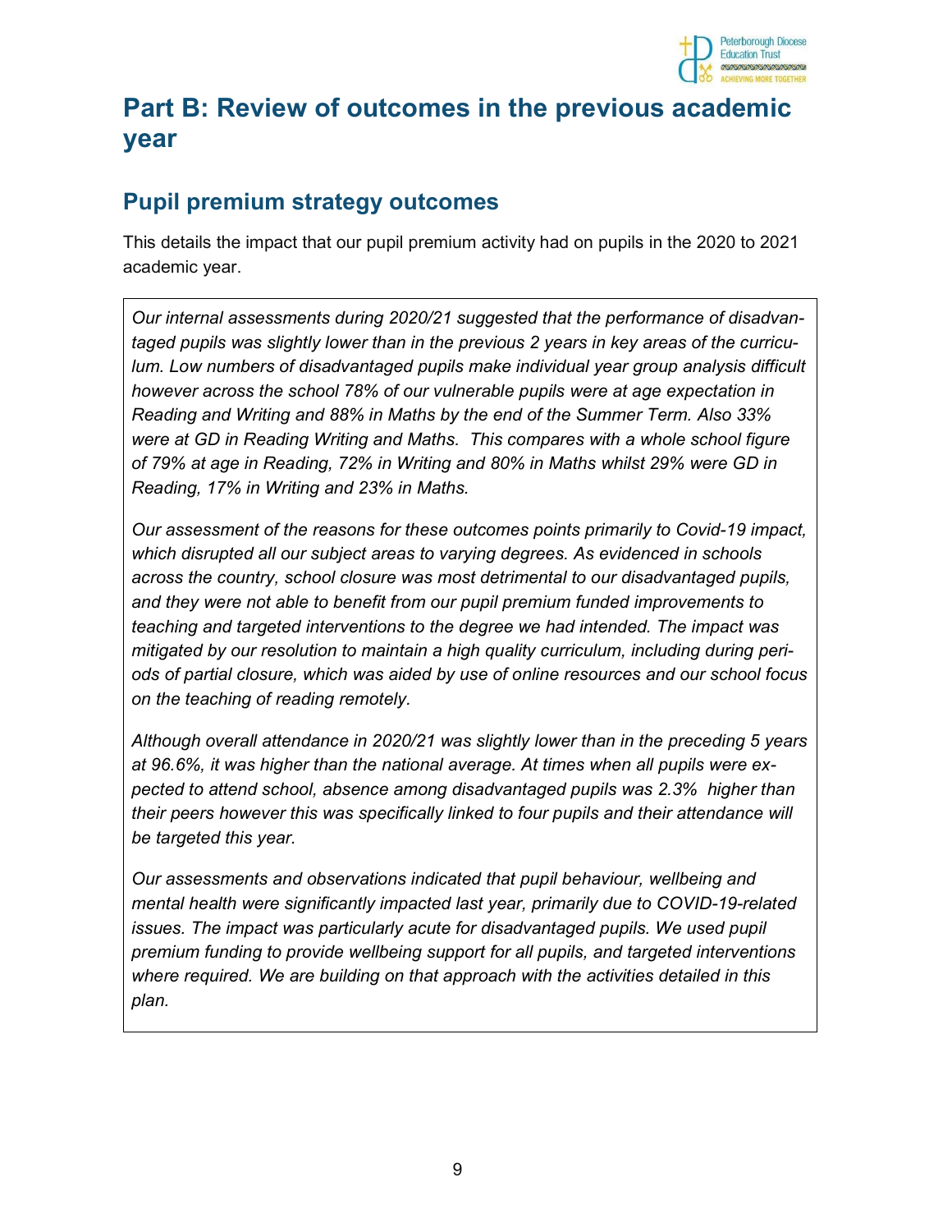# Part B: Review of outcomes in the previous academic year

## Pupil premium strategy outcomes

This details the impact that our pupil premium activity had on pupils in the 2020 to 2021 academic year.

*Our internal assessments during 2020/21 suggested that the performance of disadvantaged pupils was slightly lower than in the previous 2 years in key areas of the curriculum. Low numbers of disadvantaged pupils make individual year group analysis difficult however across the school 78% of our vulnerable pupils were at age expectation in Reading and Writing and 88% in Maths by the end of the Summer Term. Also 33% were at GD in Reading Writing and Maths. This compares with a whole school figure of 79% at age in Reading, 72% in Writing and 80% in Maths whilst 29% were GD in Reading, 17% in Writing and 23% in Maths.*

*Our assessment of the reasons for these outcomes points primarily to Covid-19 impact, which disrupted all our subject areas to varying degrees. As evidenced in schools across the country, school closure was most detrimental to our disadvantaged pupils, and they were not able to benefit from our pupil premium funded improvements to teaching and targeted interventions to the degree we had intended. The impact was mitigated by our resolution to maintain a high quality curriculum, including during periods of partial closure, which was aided by use of online resources and our school focus on the teaching of reading remotely.*

*Although overall attendance in 2020/21 was slightly lower than in the preceding 5 years at 96.6%, it was higher than the national average. At times when all pupils were expected to attend school, absence among disadvantaged pupils was 2.3% higher than their peers however this was specifically linked to four pupils and their attendance will be targeted this year.*

*Our assessments and observations indicated that pupil behaviour, wellbeing and mental health were significantly impacted last year, primarily due to COVID-19-related issues. The impact was particularly acute for disadvantaged pupils. We used pupil premium funding to provide wellbeing support for all pupils, and targeted interventions where required. We are building on that approach with the activities detailed in this plan.*